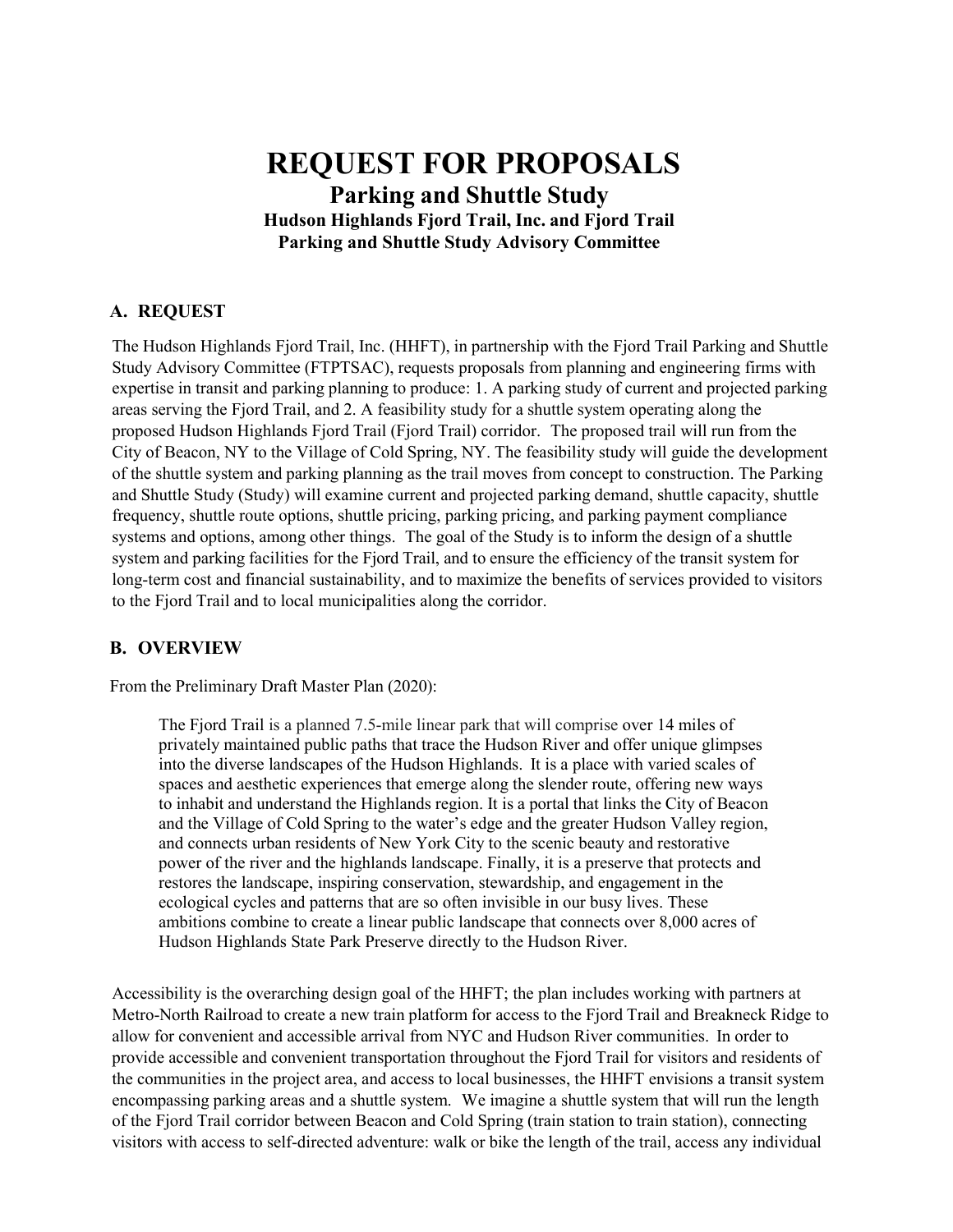# REQUEST FOR PROPOSALS

## Parking and Shuttle Study

### Hudson Highlands Fjord Trail, Inc. and Fjord Trail Parking and Shuttle Study Advisory Committee

## A. REQUEST

The Hudson Highlands Fjord Trail, Inc. (HHFT), in partnership with the Fjord Trail Parking and Shuttle Study Advisory Committee (FTPTSAC), requests proposals from planning and engineering firms with expertise in transit and parking planning to produce: 1. A parking study of current and projected parking areas serving the Fjord Trail, and 2. A feasibility study for a shuttle system operating along the proposed Hudson Highlands Fjord Trail (Fjord Trail) corridor. The proposed trail will run from the City of Beacon, NY to the Village of Cold Spring, NY. The feasibility study will guide the development of the shuttle system and parking planning as the trail moves from concept to construction. The Parking and Shuttle Study (Study) will examine current and projected parking demand, shuttle capacity, shuttle frequency, shuttle route options, shuttle pricing, parking pricing, and parking payment compliance systems and options, among other things. The goal of the Study is to inform the design of a shuttle system and parking facilities for the Fjord Trail, and to ensure the efficiency of the transit system for long-term cost and financial sustainability, and to maximize the benefits of services provided to visitors to the Fjord Trail and to local municipalities along the corridor.

## B. OVERVIEW

From the Preliminary Draft Master Plan (2020):

> The Fjord Trail is a planned 7.5-mile linear park that will comprise over 14 miles of privately maintained public paths that trace the Hudson River and offer unique glimpses into the diverse landscapes of the Hudson Highlands. It is a place with varied scales of spaces and aesthetic experiences that emerge along the slender route, offering new ways to inhabit and understand the Highlands region. It is a portal that links the City of Beacon and the Village of Cold Spring to the water's edge and the greater Hudson Valley region, and connects urban residents of New York City to the scenic beauty and restorative power of the river and the highlands landscape. Finally, it is a preserve that protects and restores the landscape, inspiring conservation, stewardship, and engagement in the ecological cycles and patterns that are so often invisible in our busy lives. These ambitions combine to create a linear public landscape that connects over 8,000 acres of Hudson Highlands State Park Preserve directly to the Hudson River.

Accessibility is the overarching design goal of the HHFT; the plan includes working with partners at Metro-North Railroad to create a new train platform for access to the Fjord Trail and Breakneck Ridge to allow for convenient and accessible arrival from NYC and Hudson River communities. In order to provide accessible and convenient transportation throughout the Fjord Trail for visitors and residents of the communities in the project area, and access to local businesses, the HHFT envisions a transit system encompassing parking areas and a shuttle system. We imagine a shuttle system that will run the length of the Fjord Trail corridor between Beacon and Cold Spring (train station to train station), connecting visitors with access to self-directed adventure: walk or bike the length of the trail, access any individual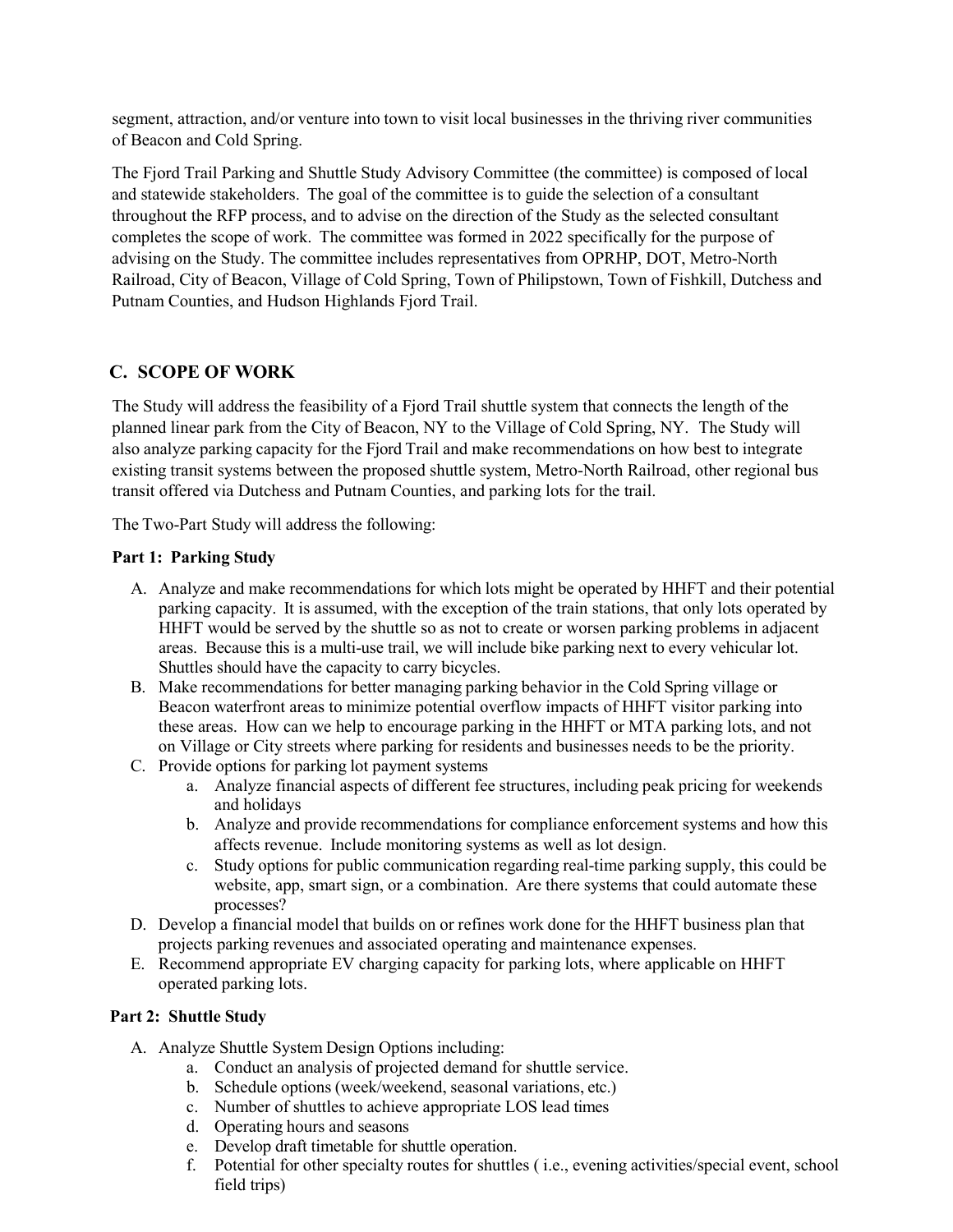segment, attraction, and/or venture into town to visit local businesses in the thriving river communities of Beacon and Cold Spring.

The Fjord Trail Parking and Shuttle Study Advisory Committee (the committee) is composed of local and statewide stakeholders. The goal of the committee is to guide the selection of a consultant throughout the RFP process, and to advise on the direction of the Study as the selected consultant completes the scope of work. The committee was formed in 2022 specifically for the purpose of advising on the Study. The committee includes representatives from OPRHP, DOT, Metro-North Railroad, City of Beacon, Village of Cold Spring, Town of Philipstown, Town of Fishkill, Dutchess and Putnam Counties, and Hudson Highlands Fjord Trail.

## C. SCOPE OF WORK

The Study will address the feasibility of a Fjord Trail shuttle system that connects the length of the planned linear park from the City of Beacon, NY to the Village of Cold Spring, NY. The Study will also analyze parking capacity for the Fjord Trail and make recommendations on how best to integrate existing transit systems between the proposed shuttle system, Metro-North Railroad, other regional bus transit offered via Dutchess and Putnam Counties, and parking lots for the trail.

The Two-Part Study will address the following:

### Part 1: Parking Study

A. Analyze and make recommendations for which lots might be operated by HHFT and their potential parking capacity. It is assumed, with the exception of the train stations, that only lots operated by HHFT would be served by the shuttle so as not to create or worsen parking problems in adjacent areas. Because this is a multi-use trail, we will include bike parking next to every vehicular lot. Shuttles should have the capacity to carry bicycles.

B. Make recommendations for better managing parking behavior in the Cold Spring village or Beacon waterfront areas to minimize potential overflow impacts of HHFT visitor parking into these areas. How can we help to encourage parking in the HHFT or MTA parking lots, and not on Village or City streets where parking for residents and businesses needs to be the priority.

C. Provide options for parking lot payment systems
   a. Analyze financial aspects of different fee structures, including peak pricing for weekends and holidays
   b. Analyze and provide recommendations for compliance enforcement systems and how this affects revenue. Include monitoring systems as well as lot design.
   c. Study options for public communication regarding real-time parking supply, this could be website, app, smart sign, or a combination. Are there systems that could automate these processes?

D. Develop a financial model that builds on or refines work done for the HHFT business plan that projects parking revenues and associated operating and maintenance expenses.

E. Recommend appropriate EV charging capacity for parking lots, where applicable on HHFT operated parking lots.

### Part 2: Shuttle Study

A. Analyze Shuttle System Design Options including:
   a. Conduct an analysis of projected demand for shuttle service.
   b. Schedule options (week/weekend, seasonal variations, etc.)
   c. Number of shuttles to achieve appropriate LOS lead times
   d. Operating hours and seasons
   e. Develop draft timetable for shuttle operation.
   f. Potential for other specialty routes for shuttles ( i.e., evening activities/special event, school field trips)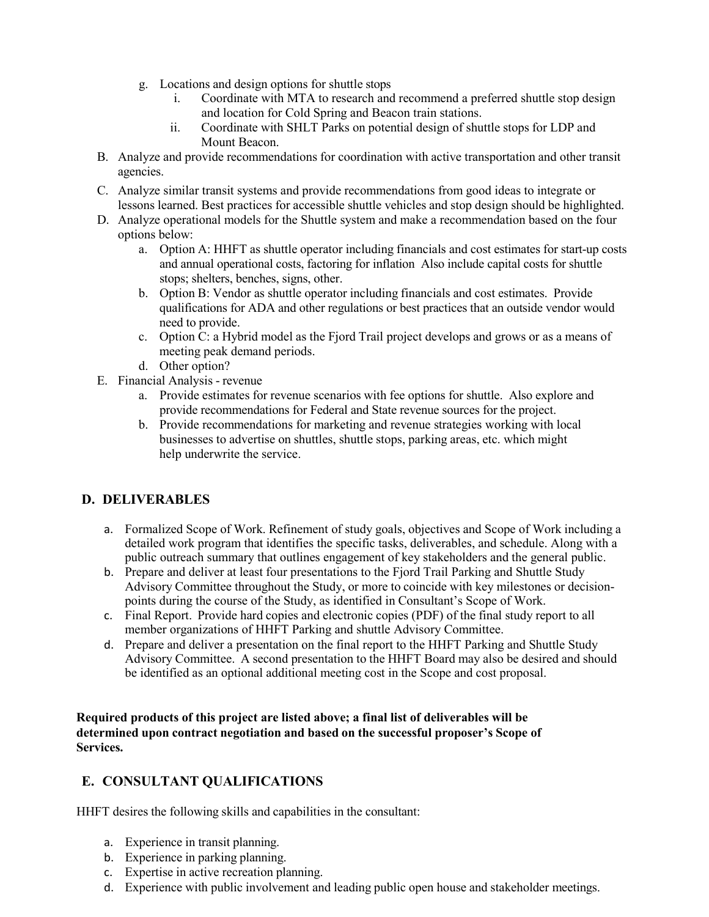g. Locations and design options for shuttle stops
      i. Coordinate with MTA to research and recommend a preferred shuttle stop design and location for Cold Spring and Beacon train stations.
      ii. Coordinate with SHLT Parks on potential design of shuttle stops for LDP and Mount Beacon.

B. Analyze and provide recommendations for coordination with active transportation and other transit agencies.

C. Analyze similar transit systems and provide recommendations from good ideas to integrate or lessons learned. Best practices for accessible shuttle vehicles and stop design should be highlighted.

D. Analyze operational models for the Shuttle system and make a recommendation based on the four options below:
   a. Option A: HHFT as shuttle operator including financials and cost estimates for start-up costs and annual operational costs, factoring for inflation Also include capital costs for shuttle stops; shelters, benches, signs, other.
   b. Option B: Vendor as shuttle operator including financials and cost estimates. Provide qualifications for ADA and other regulations or best practices that an outside vendor would need to provide.
   c. Option C: a Hybrid model as the Fjord Trail project develops and grows or as a means of meeting peak demand periods.
   d. Other option?

E. Financial Analysis - revenue
   a. Provide estimates for revenue scenarios with fee options for shuttle. Also explore and provide recommendations for Federal and State revenue sources for the project.
   b. Provide recommendations for marketing and revenue strategies working with local businesses to advertise on shuttles, shuttle stops, parking areas, etc. which might help underwrite the service.

## D. DELIVERABLES

a. Formalized Scope of Work. Refinement of study goals, objectives and Scope of Work including a detailed work program that identifies the specific tasks, deliverables, and schedule. Along with a public outreach summary that outlines engagement of key stakeholders and the general public.
b. Prepare and deliver at least four presentations to the Fjord Trail Parking and Shuttle Study Advisory Committee throughout the Study, or more to coincide with key milestones or decision-points during the course of the Study, as identified in Consultant's Scope of Work.
c. Final Report. Provide hard copies and electronic copies (PDF) of the final study report to all member organizations of HHFT Parking and shuttle Advisory Committee.
d. Prepare and deliver a presentation on the final report to the HHFT Parking and Shuttle Study Advisory Committee. A second presentation to the HHFT Board may also be desired and should be identified as an optional additional meeting cost in the Scope and cost proposal.

**Required products of this project are listed above; a final list of deliverables will be determined upon contract negotiation and based on the successful proposer's Scope of Services.**

## E. CONSULTANT QUALIFICATIONS

HHFT desires the following skills and capabilities in the consultant:

a. Experience in transit planning.
b. Experience in parking planning.
c. Expertise in active recreation planning.
d. Experience with public involvement and leading public open house and stakeholder meetings.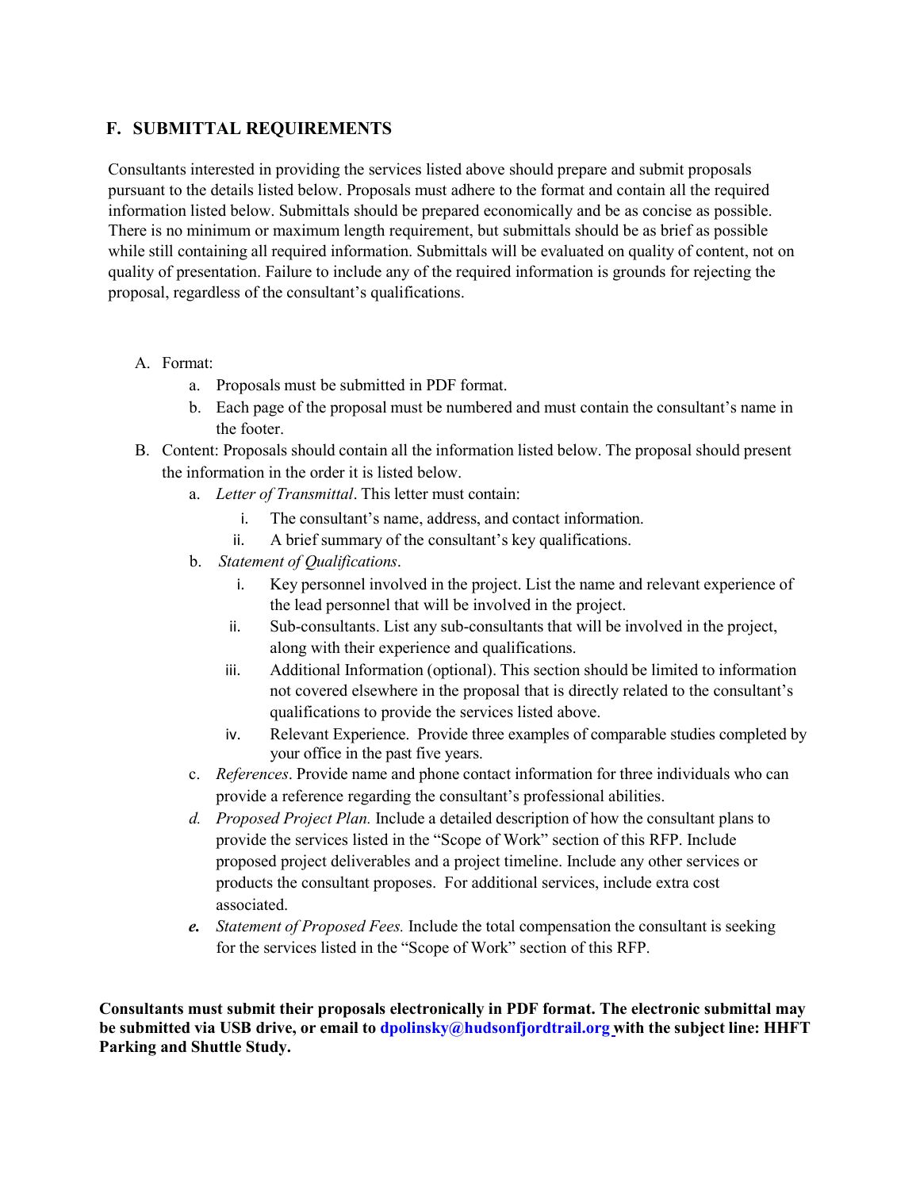## F. SUBMITTAL REQUIREMENTS

Consultants interested in providing the services listed above should prepare and submit proposals pursuant to the details listed below. Proposals must adhere to the format and contain all the required information listed below. Submittals should be prepared economically and be as concise as possible. There is no minimum or maximum length requirement, but submittals should be as brief as possible while still containing all required information. Submittals will be evaluated on quality of content, not on quality of presentation. Failure to include any of the required information is grounds for rejecting the proposal, regardless of the consultant's qualifications.

A. Format:
   a. Proposals must be submitted in PDF format.
   b. Each page of the proposal must be numbered and must contain the consultant's name in the footer.
B. Content: Proposals should contain all the information listed below. The proposal should present the information in the order it is listed below.
   a. *Letter of Transmittal*. This letter must contain:
      i. The consultant's name, address, and contact information.
      ii. A brief summary of the consultant's key qualifications.
   b. *Statement of Qualifications*.
      i. Key personnel involved in the project. List the name and relevant experience of the lead personnel that will be involved in the project.
      ii. Sub-consultants. List any sub-consultants that will be involved in the project, along with their experience and qualifications.
      iii. Additional Information (optional). This section should be limited to information not covered elsewhere in the proposal that is directly related to the consultant's qualifications to provide the services listed above.
      iv. Relevant Experience. Provide three examples of comparable studies completed by your office in the past five years.
   c. *References*. Provide name and phone contact information for three individuals who can provide a reference regarding the consultant's professional abilities.
   d. *Proposed Project Plan.* Include a detailed description of how the consultant plans to provide the services listed in the "Scope of Work" section of this RFP. Include proposed project deliverables and a project timeline. Include any other services or products the consultant proposes. For additional services, include extra cost associated.
   e. *Statement of Proposed Fees.* Include the total compensation the consultant is seeking for the services listed in the "Scope of Work" section of this RFP.

**Consultants must submit their proposals electronically in PDF format. The electronic submittal may be submitted via USB drive, or email to dpolinsky@hudsonfjordtrail.org with the subject line: HHFT Parking and Shuttle Study.**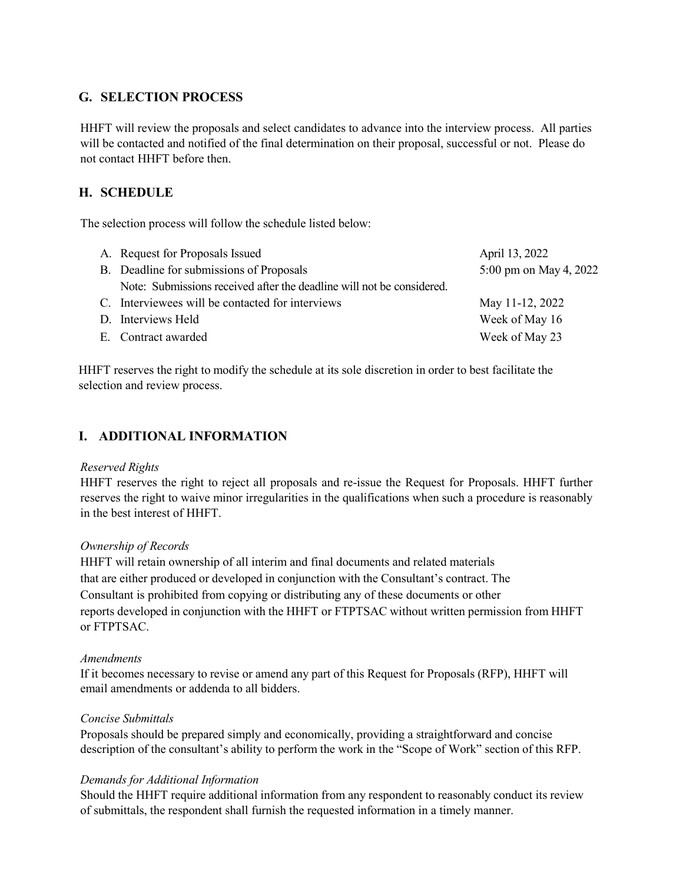## G. SELECTION PROCESS

HHFT will review the proposals and select candidates to advance into the interview process. All parties will be contacted and notified of the final determination on their proposal, successful or not. Please do not contact HHFT before then.

## H. SCHEDULE

The selection process will follow the schedule listed below:

| | |
|---|---|
| A. Request for Proposals Issued | April 13, 2022 |
| B. Deadline for submissions of Proposals<br>Note: Submissions received after the deadline will not be considered. | 5:00 pm on May 4, 2022 |
| C. Interviewees will be contacted for interviews | May 11-12, 2022 |
| D. Interviews Held | Week of May 16 |
| E. Contract awarded | Week of May 23 |

HHFT reserves the right to modify the schedule at its sole discretion in order to best facilitate the selection and review process.

## I. ADDITIONAL INFORMATION

*Reserved Rights*
HHFT reserves the right to reject all proposals and re-issue the Request for Proposals. HHFT further reserves the right to waive minor irregularities in the qualifications when such a procedure is reasonably in the best interest of HHFT.

*Ownership of Records*
HHFT will retain ownership of all interim and final documents and related materials that are either produced or developed in conjunction with the Consultant's contract. The Consultant is prohibited from copying or distributing any of these documents or other reports developed in conjunction with the HHFT or FTPTSAC without written permission from HHFT or FTPTSAC.

*Amendments*
If it becomes necessary to revise or amend any part of this Request for Proposals (RFP), HHFT will email amendments or addenda to all bidders.

*Concise Submittals*
Proposals should be prepared simply and economically, providing a straightforward and concise description of the consultant's ability to perform the work in the "Scope of Work" section of this RFP.

*Demands for Additional Information*
Should the HHFT require additional information from any respondent to reasonably conduct its review of submittals, the respondent shall furnish the requested information in a timely manner.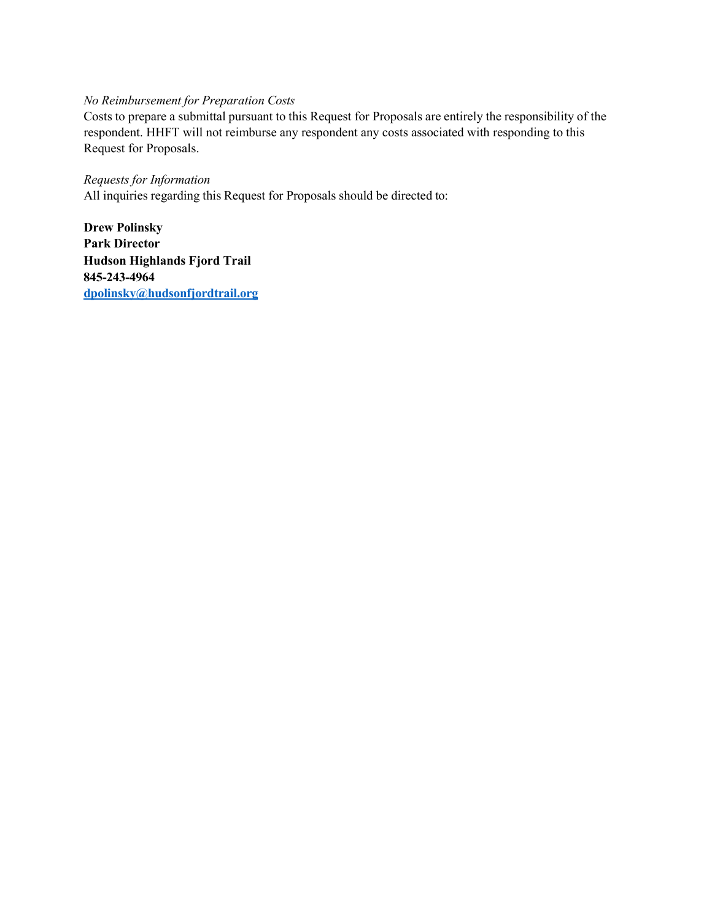*No Reimbursement for Preparation Costs*

Costs to prepare a submittal pursuant to this Request for Proposals are entirely the responsibility of the respondent. HHFT will not reimburse any respondent any costs associated with responding to this Request for Proposals.

*Requests for Information*

All inquiries regarding this Request for Proposals should be directed to:

**Drew Polinsky**
**Park Director**
**Hudson Highlands Fjord Trail**
**845-243-4964**
**dpolinsky@hudsonfjordtrail.org**